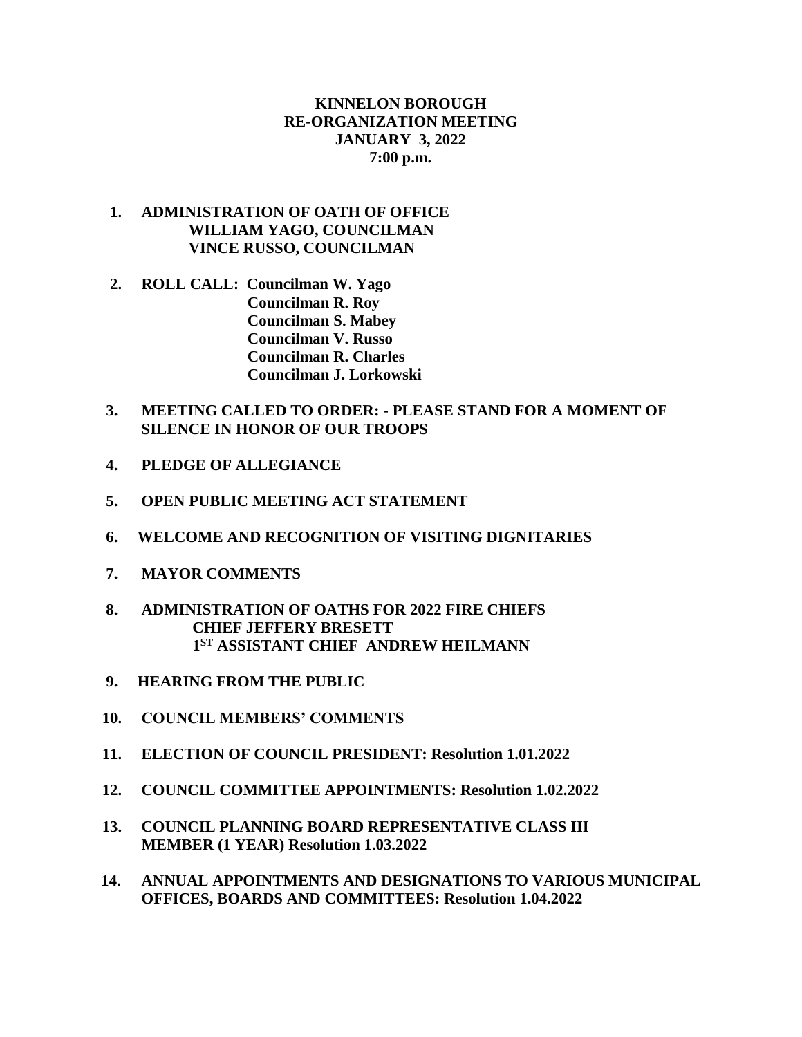# KINNELON BOROUGH
# RE-ORGANIZATION MEETING
# JANUARY 3, 2022
# 7:00 p.m.

1. **ADMINISTRATION OF OATH OF OFFICE**
   **WILLIAM YAGO, COUNCILMAN**
   **VINCE RUSSO, COUNCILMAN**

2. **ROLL CALL: Councilman W. Yago**
   **Councilman R. Roy**
   **Councilman S. Mabey**
   **Councilman V. Russo**
   **Councilman R. Charles**
   **Councilman J. Lorkowski**

3. **MEETING CALLED TO ORDER: - PLEASE STAND FOR A MOMENT OF SILENCE IN HONOR OF OUR TROOPS**

4. **PLEDGE OF ALLEGIANCE**

5. **OPEN PUBLIC MEETING ACT STATEMENT**

6. **WELCOME AND RECOGNITION OF VISITING DIGNITARIES**

7. **MAYOR COMMENTS**

8. **ADMINISTRATION OF OATHS FOR 2022 FIRE CHIEFS**
   **CHIEF JEFFERY BRESETT**
   **1ST ASSISTANT CHIEF ANDREW HEILMANN**

9. **HEARING FROM THE PUBLIC**

10. **COUNCIL MEMBERS' COMMENTS**

11. **ELECTION OF COUNCIL PRESIDENT: Resolution 1.01.2022**

12. **COUNCIL COMMITTEE APPOINTMENTS: Resolution 1.02.2022**

13. **COUNCIL PLANNING BOARD REPRESENTATIVE CLASS III MEMBER (1 YEAR) Resolution 1.03.2022**

14. **ANNUAL APPOINTMENTS AND DESIGNATIONS TO VARIOUS MUNICIPAL OFFICES, BOARDS AND COMMITTEES: Resolution 1.04.2022**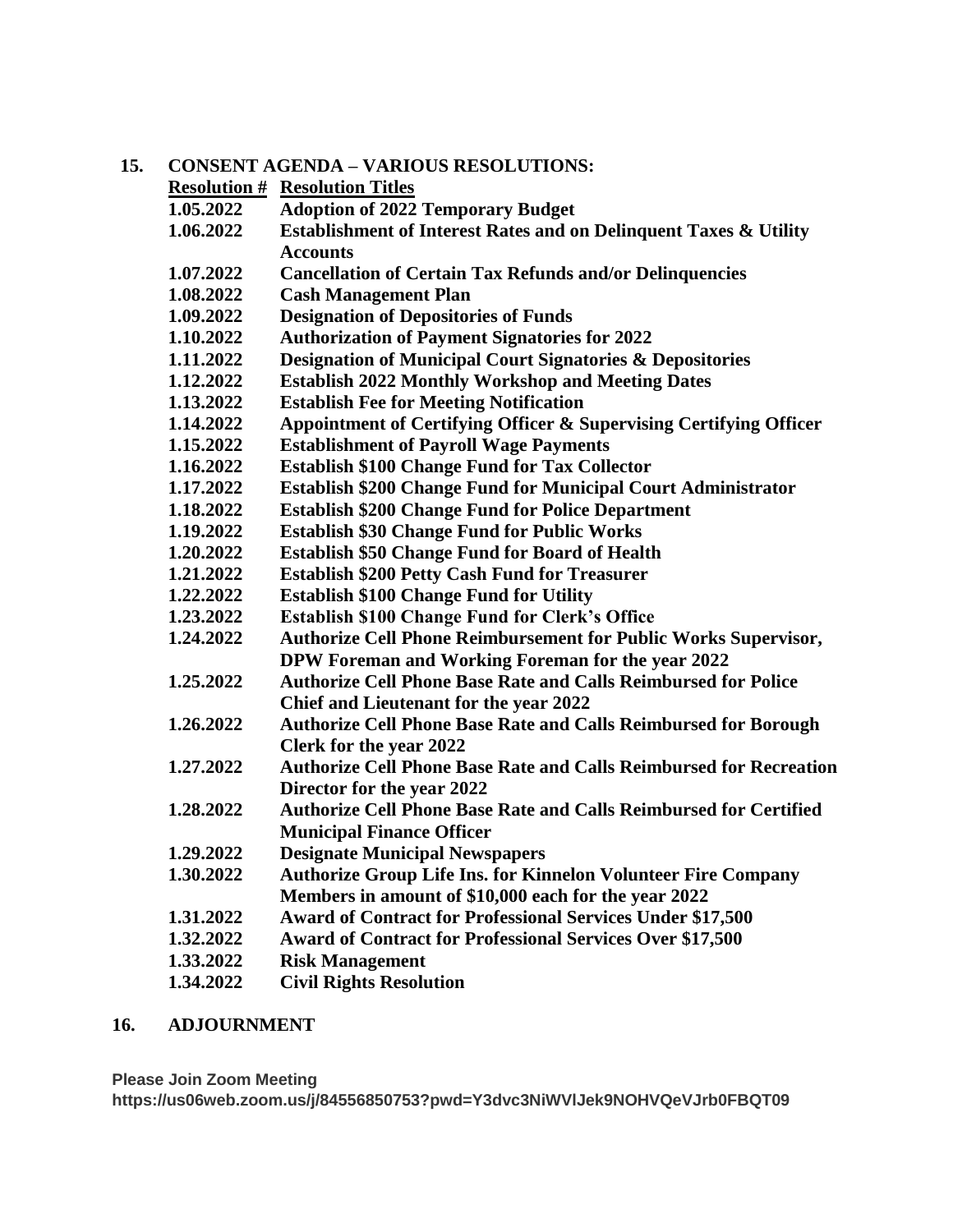## 15. CONSENT AGENDA – VARIOUS RESOLUTIONS:

| Resolution # | Resolution Titles |
|---|---|
| 1.05.2022 | Adoption of 2022 Temporary Budget |
| 1.06.2022 | Establishment of Interest Rates and on Delinquent Taxes & Utility Accounts |
| 1.07.2022 | Cancellation of Certain Tax Refunds and/or Delinquencies |
| 1.08.2022 | Cash Management Plan |
| 1.09.2022 | Designation of Depositories of Funds |
| 1.10.2022 | Authorization of Payment Signatories for 2022 |
| 1.11.2022 | Designation of Municipal Court Signatories & Depositories |
| 1.12.2022 | Establish 2022 Monthly Workshop and Meeting Dates |
| 1.13.2022 | Establish Fee for Meeting Notification |
| 1.14.2022 | Appointment of Certifying Officer & Supervising Certifying Officer |
| 1.15.2022 | Establishment of Payroll Wage Payments |
| 1.16.2022 | Establish $100 Change Fund for Tax Collector |
| 1.17.2022 | Establish $200 Change Fund for Municipal Court Administrator |
| 1.18.2022 | Establish $200 Change Fund for Police Department |
| 1.19.2022 | Establish $30 Change Fund for Public Works |
| 1.20.2022 | Establish $50 Change Fund for Board of Health |
| 1.21.2022 | Establish $200 Petty Cash Fund for Treasurer |
| 1.22.2022 | Establish $100 Change Fund for Utility |
| 1.23.2022 | Establish $100 Change Fund for Clerk's Office |
| 1.24.2022 | Authorize Cell Phone Reimbursement for Public Works Supervisor, DPW Foreman and Working Foreman for the year 2022 |
| 1.25.2022 | Authorize Cell Phone Base Rate and Calls Reimbursed for Police Chief and Lieutenant for the year 2022 |
| 1.26.2022 | Authorize Cell Phone Base Rate and Calls Reimbursed for Borough Clerk for the year 2022 |
| 1.27.2022 | Authorize Cell Phone Base Rate and Calls Reimbursed for Recreation Director for the year 2022 |
| 1.28.2022 | Authorize Cell Phone Base Rate and Calls Reimbursed for Certified Municipal Finance Officer |
| 1.29.2022 | Designate Municipal Newspapers |
| 1.30.2022 | Authorize Group Life Ins. for Kinnelon Volunteer Fire Company Members in amount of $10,000 each for the year 2022 |
| 1.31.2022 | Award of Contract for Professional Services Under $17,500 |
| 1.32.2022 | Award of Contract for Professional Services Over $17,500 |
| 1.33.2022 | Risk Management |
| 1.34.2022 | Civil Rights Resolution |

## 16. ADJOURNMENT

**Please Join Zoom Meeting**
**https://us06web.zoom.us/j/84556850753?pwd=Y3dvc3NiWVlJek9NOHVQeVJrb0FBQT09**